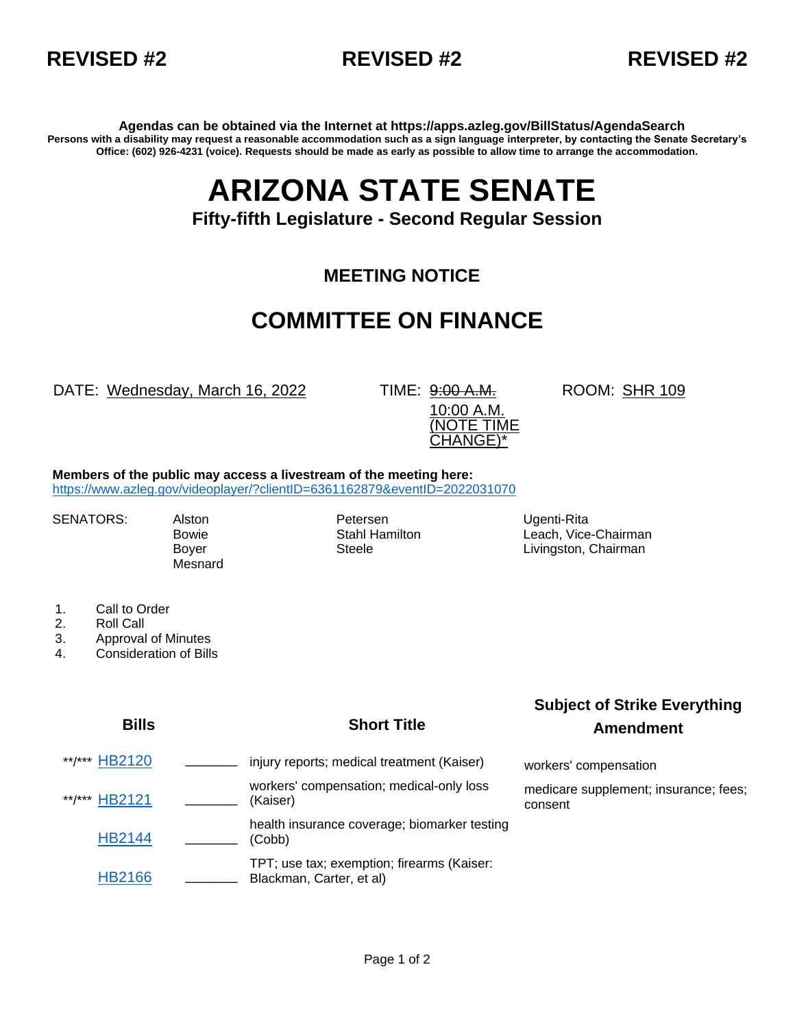**REVISED #2** **REVISED #2** **REVISED #2**

**Agendas can be obtained via the Internet at https://apps.azleg.gov/BillStatus/AgendaSearch**
**Persons with a disability may request a reasonable accommodation such as a sign language interpreter, by contacting the Senate Secretary's Office: (602) 926-4231 (voice). Requests should be made as early as possible to allow time to arrange the accommodation.**

# ARIZONA STATE SENATE

### Fifty-fifth Legislature - Second Regular Session

## MEETING NOTICE

## COMMITTEE ON FINANCE

DATE: Wednesday, March 16, 2022 TIME: ~~9:00 A.M.~~ 10:00 A.M. (NOTE TIME CHANGE)* ROOM: SHR 109

**Members of the public may access a livestream of the meeting here:**
https://www.azleg.gov/videoplayer/?clientID=6361162879&eventID=2022031070

SENATORS: Alston, Bowie, Boyer, Mesnard, Petersen, Stahl Hamilton, Steele, Ugenti-Rita, Leach, Vice-Chairman, Livingston, Chairman

1. Call to Order
2. Roll Call
3. Approval of Minutes
4. Consideration of Bills

| Bills | | Short Title | Subject of Strike Everything Amendment |
|---|---|---|---|
| **/*** HB2120 | _______ | injury reports; medical treatment (Kaiser) | workers' compensation |
| **/*** HB2121 | _______ | workers' compensation; medical-only loss (Kaiser) | medicare supplement; insurance; fees; consent |
| HB2144 | _______ | health insurance coverage; biomarker testing (Cobb) | |
| HB2166 | _______ | TPT; use tax; exemption; firearms (Kaiser: Blackman, Carter, et al) | |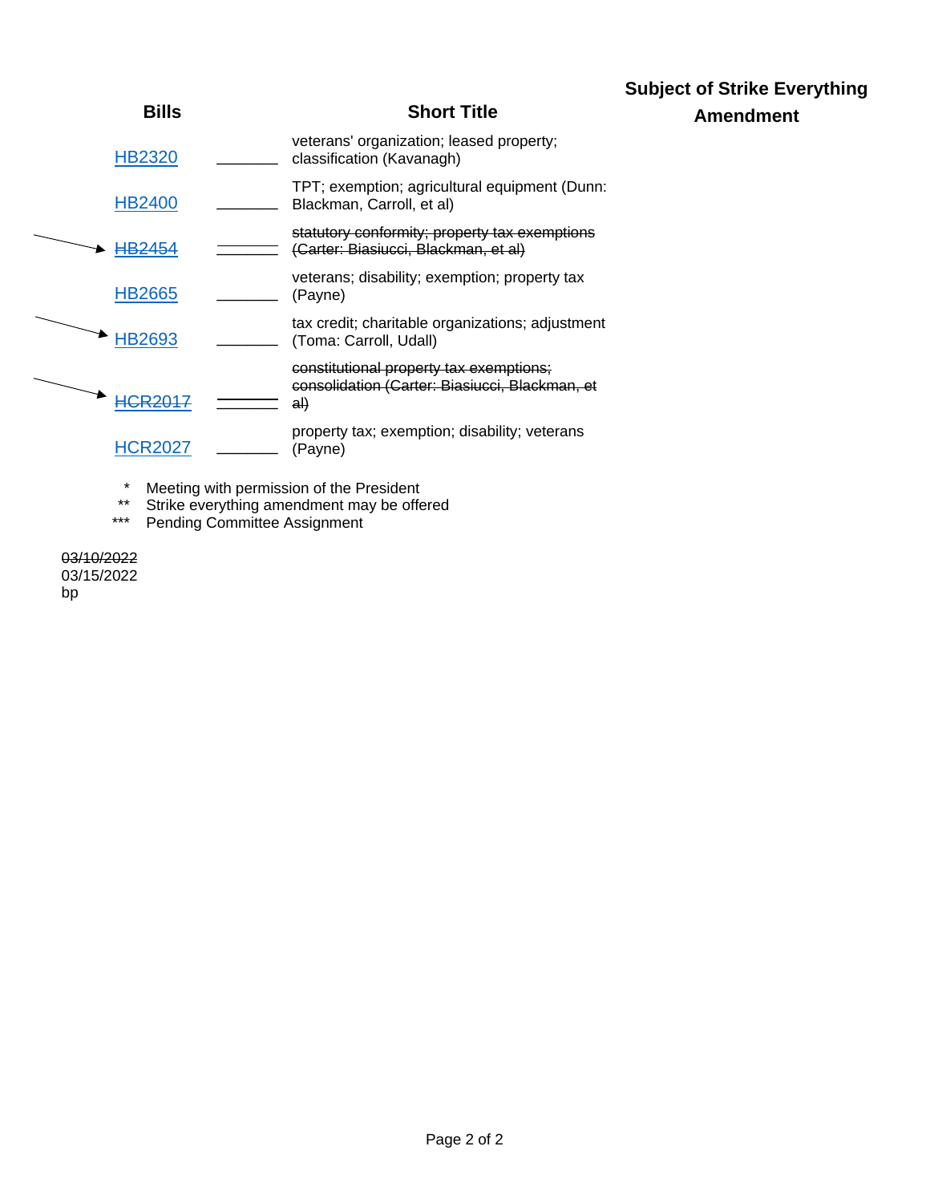| Bills | | Short Title | Subject of Strike Everything Amendment |
|---|---|---|---|
| HB2320 | _______ | veterans' organization; leased property; classification (Kavanagh) | |
| HB2400 | _______ | TPT; exemption; agricultural equipment (Dunn: Blackman, Carroll, et al) | |
| → ~~HB2454~~ | ~~_______~~ | ~~statutory conformity; property tax exemptions (Carter: Biasiucci, Blackman, et al)~~ | |
| HB2665 | _______ | veterans; disability; exemption; property tax (Payne) | |
| → HB2693 | _______ | tax credit; charitable organizations; adjustment (Toma: Carroll, Udall) | |
| → ~~HCR2017~~ | ~~_______~~ | ~~constitutional property tax exemptions; consolidation (Carter: Biasiucci, Blackman, et al)~~ | |
| HCR2027 | _______ | property tax; exemption; disability; veterans (Payne) | |

\* Meeting with permission of the President
\*\* Strike everything amendment may be offered
\*\*\* Pending Committee Assignment

~~03/10/2022~~
03/15/2022
bp